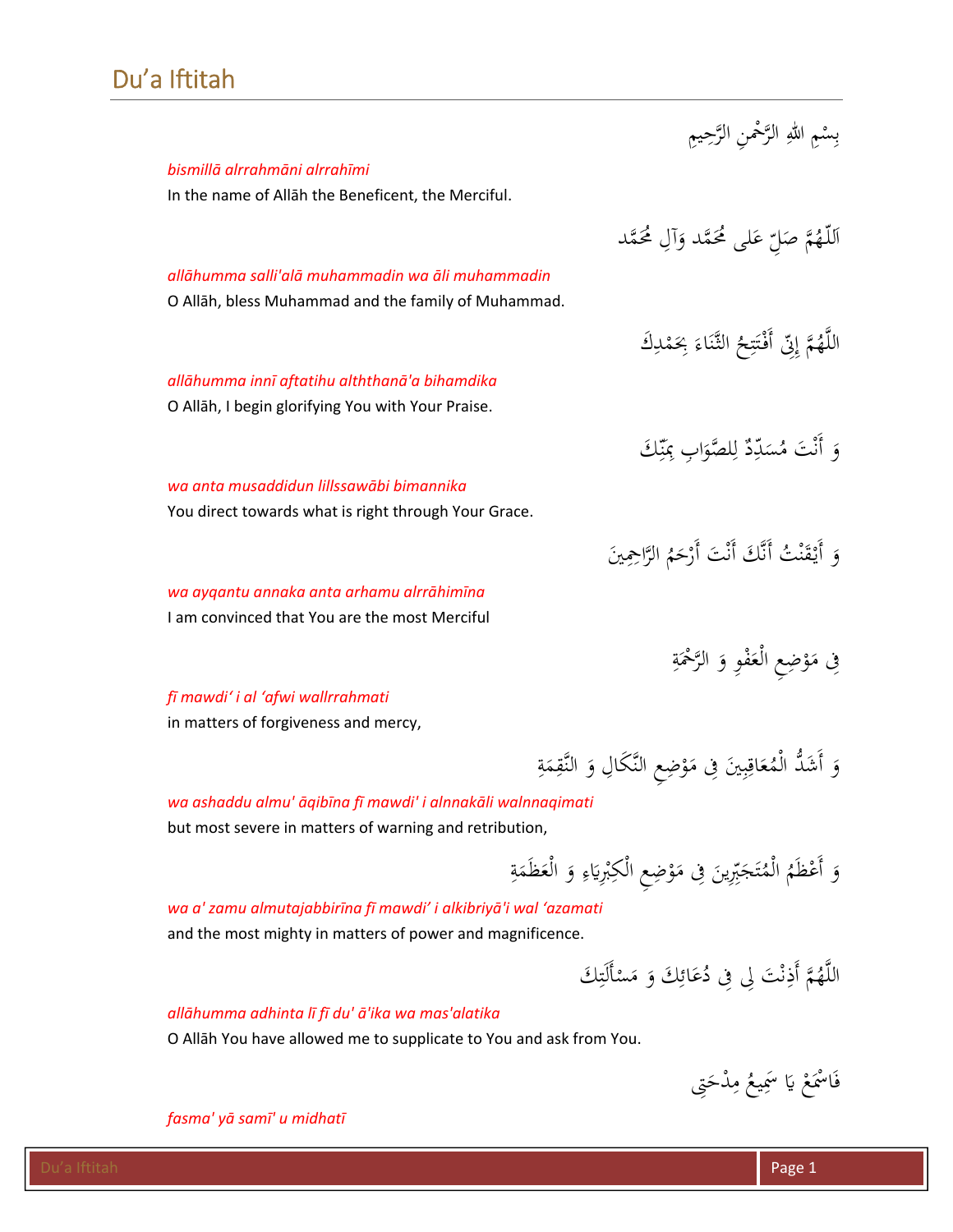# Du’a Iftitah

بِسْمِ اللهِ الرَّحْمٰنِ الرَّحِيمِ

*bismillā alrrahmāni alrrahīmi*

In the name of Allāh the Beneficent, the Merciful.

اَللّٰهُمَّ صَلِّ عَلى مُحَمَّد وَآلِ مُحَمَّد

*allāhumma salli'alā muhammadin wa āli muhammadin*

O Allāh, bless Muhammad and the family of Muhammad.

اللَّهُمَّ إِنِّي أَفْتَتِحُ الثَّنَاءَ بِحَمْدِكَ

*allāhumma innī aftatihu alththanā'a bihamdika*

O Allāh, I begin glorifying You with Your Praise.

وَ أَنْتَ مُسَدِّدٌ لِلصَّوَابِ بِمَنِّكَ

*wa anta musaddidun lillssawābi bimannika*

You direct towards what is right through Your Grace.

وَ أَيْقَنْتُ أَنَّكَ أَنْتَ أَرْحَمُ الرَّاحِمِينَ

*wa ayqantu annaka anta arhamu alrrāhimīna*

I am convinced that You are the most Merciful

فِي مَوْضِعِ الْعَفْوِ وَ الرَّحْمَةِ

*fī mawdi’ i al ‘afwi wallrrahmati*

in matters of forgiveness and mercy,

وَ أَشَدُّ الْمُعَاقِبِينَ فِي مَوْضِعِ النَّكَالِ وَ النَّقِمَةِ

*wa ashaddu almu' āqibīna fī mawdi' i alnnakāli walnnaqimati*

but most severe in matters of warning and retribution,

وَ أَعْظَمُ الْمُتَجَبِّرِينَ فِي مَوْضِعِ الْكِبْرِيَاءِ وَ الْعَظَمَةِ

*wa a' zamu almutajabbirīna fī mawdi’ i alkibriyā'i wal ‘azamati*

and the most mighty in matters of power and magnificence.

اللَّهُمَّ أَذِنْتَ لِي فِي دُعَائِكَ وَ مَسْأَلَتِكَ

*allāhumma adhinta lī fī du' ā'ika wa mas'alatika*

O Allāh You have allowed me to supplicate to You and ask from You.

فَاسْمَعْ يَا سَمِيعُ مِدْحَتِي

*fasma' yā samī' u midhatī*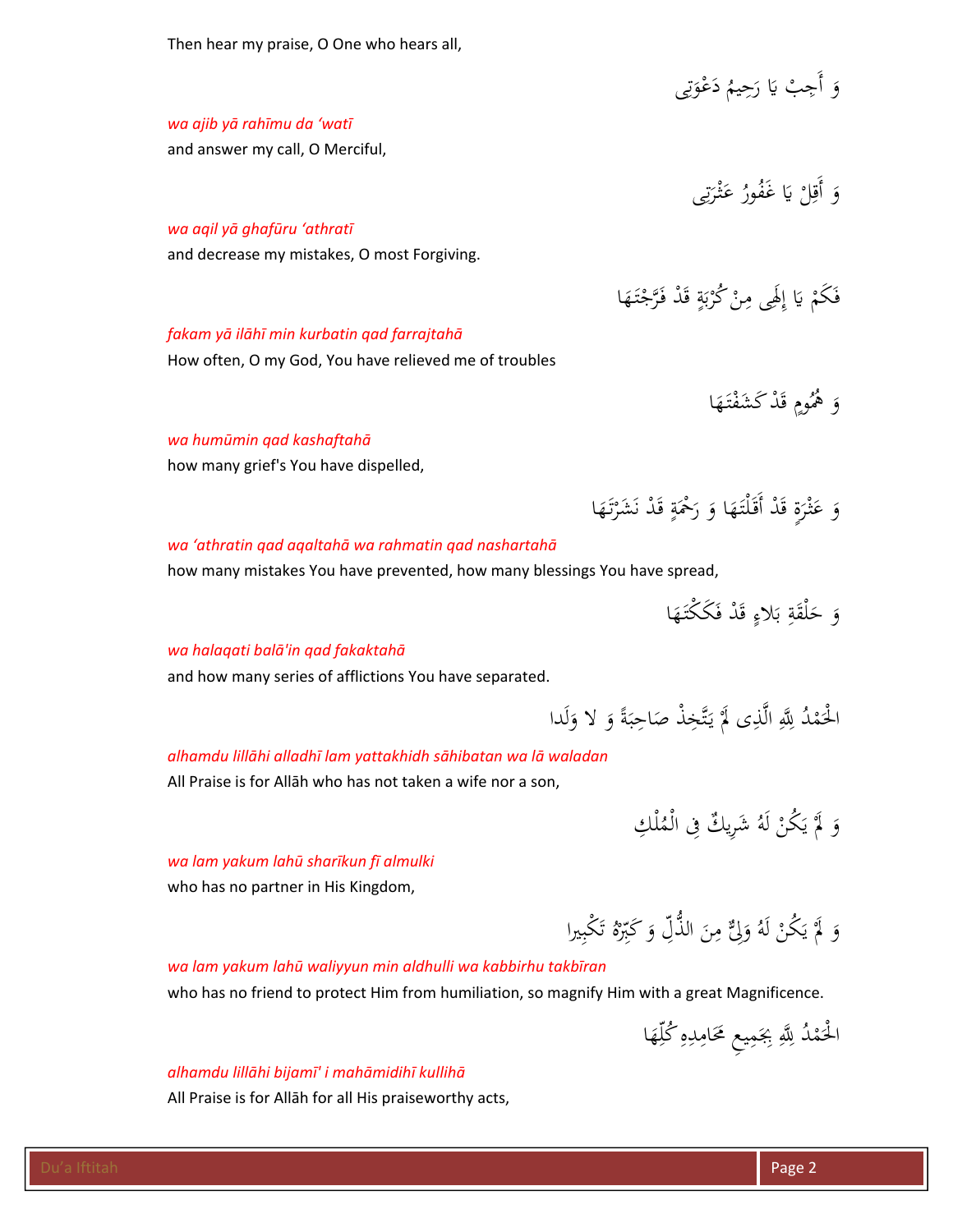Then hear my praise, O One who hears all,

وَ أَجِبْ يَا رَحِيمُ دَعْوَتِی

*wa ajib yā rahīmu da ‘watī*

and answer my call, O Merciful,

وَ أَقِلْ يَا غَفُورُ عَثْرَتِی

*wa aqil yā ghafūru ‘athratī*

and decrease my mistakes, O most Forgiving.

فَكَمْ يَا إِلَهِی مِنْ كُرْبَةٍ قَدْ فَرَّجْتَهَا

*fakam yā ilāhī min kurbatin qad farrajtahā*

How often, O my God, You have relieved me of troubles

وَ هُمُومٍ قَدْ كَشَفْتَهَا

*wa humūmin qad kashaftahā*

how many grief's You have dispelled,

وَ عَثْرَةٍ قَدْ أَقَلْتَهَا وَ رَحْمَةٍ قَدْ نَشَرْتَهَا

*wa ‘athratin qad aqaltahā wa rahmatin qad nashartahā*

how many mistakes You have prevented, how many blessings You have spread,

وَ حَلْقَةِ بَلاءٍ قَدْ فَكَكْتَهَا

*wa halaqati balā'in qad fakaktahā*

and how many series of afflictions You have separated.

الْحَمْدُ لِلَّهِ الَّذِی لَمْ يَتَّخِذْ صَاحِبَةً وَ لا وَلَدا

*alhamdu lillāhi alladhī lam yattakhidh sāhibatan wa lā waladan*

All Praise is for Allāh who has not taken a wife nor a son,

وَ لَمْ يَكُنْ لَهُ شَرِيكٌ فِی الْمُلْكِ

*wa lam yakum lahū sharīkun fī almulki*

who has no partner in His Kingdom,

وَ لَمْ يَكُنْ لَهُ وَلِیٌّ مِنَ الذُّلِّ وَ كَبِّرْهُ تَكْبِيرا

*wa lam yakum lahū waliyyun min aldhulli wa kabbirhu takbīran*

who has no friend to protect Him from humiliation, so magnify Him with a great Magnificence.

الْحَمْدُ لِلَّهِ بِجَمِيعِ مَحَامِدِهِ كُلِّهَا

*alhamdu lillāhi bijamī' i mahāmidihī kullihā*

All Praise is for Allāh for all His praiseworthy acts,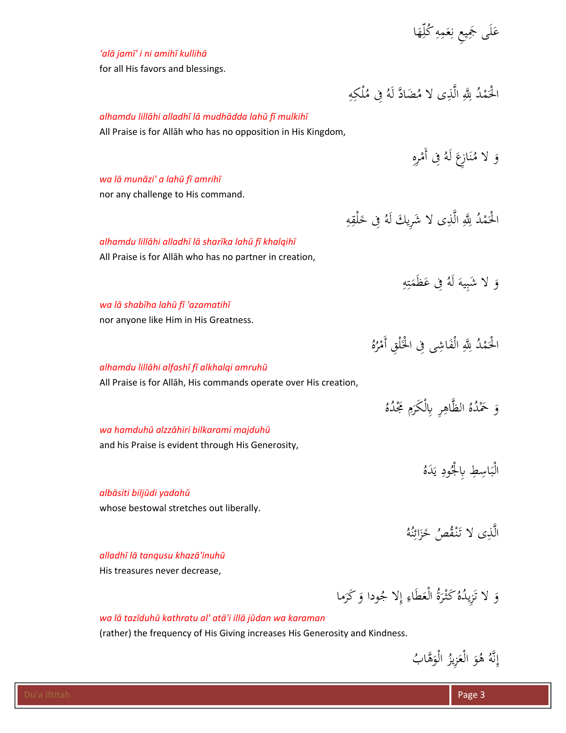عَلَى جَمِيعِ نِعَمِهِ كُلِّهَا

*'alā jamī' i ni amihī kullihā*

for all His favors and blessings.

الْحَمْدُ لِلَّهِ الَّذِي لا مُضَادَّ لَهُ فِي مُلْكِهِ

*alhamdu lillāhi alladhī lā mudhādda lahū fī mulkihī*

All Praise is for Allāh who has no opposition in His Kingdom,

وَ لا مُنَازِعَ لَهُ فِي أَمْرِهِ

*wa lā munāzi' a lahū fī amrihī*

nor any challenge to His command.

الْحَمْدُ لِلَّهِ الَّذِي لا شَرِيكَ لَهُ فِي خَلْقِهِ

*alhamdu lillāhi alladhī lā sharīka lahū fī khalqihī*

All Praise is for Allāh who has no partner in creation,

وَ لا شَبِيهَ لَهُ فِي عَظَمَتِهِ

*wa lā shabīha lahū fī 'azamatihī*

nor anyone like Him in His Greatness.

الْحَمْدُ لِلَّهِ الْفَاشِي فِي الْخَلْقِ أَمْرُهُ

*alhamdu lillāhi alfashī fī alkhalqi amruhū*

All Praise is for Allāh, His commands operate over His creation,

وَ حَمْدُهُ الظَّاهِرِ بِالْكَرَمِ مَجْدُهُ

*wa hamduhū alzzāhiri bilkarami majduhū*

and his Praise is evident through His Generosity,

الْبَاسِطِ بِالْجُودِ يَدَهُ

*albāsiti biljūdi yadahū*

whose bestowal stretches out liberally.

الَّذِي لا تَنْقُصُ خَزَائِنُهُ

*alladhī lā tanqusu khazā'inuhū*

His treasures never decrease,

وَ لا تَزِيدُهُ كَثْرَةُ الْعَطَاءِ إِلا جُودا وَ كَرَما

*wa lā tazīduhū kathratu al' atā'i illā jūdan wa karaman*

(rather) the frequency of His Giving increases His Generosity and Kindness.

إِنَّهُ هُوَ الْعَزِيزُ الْوَهَّابُ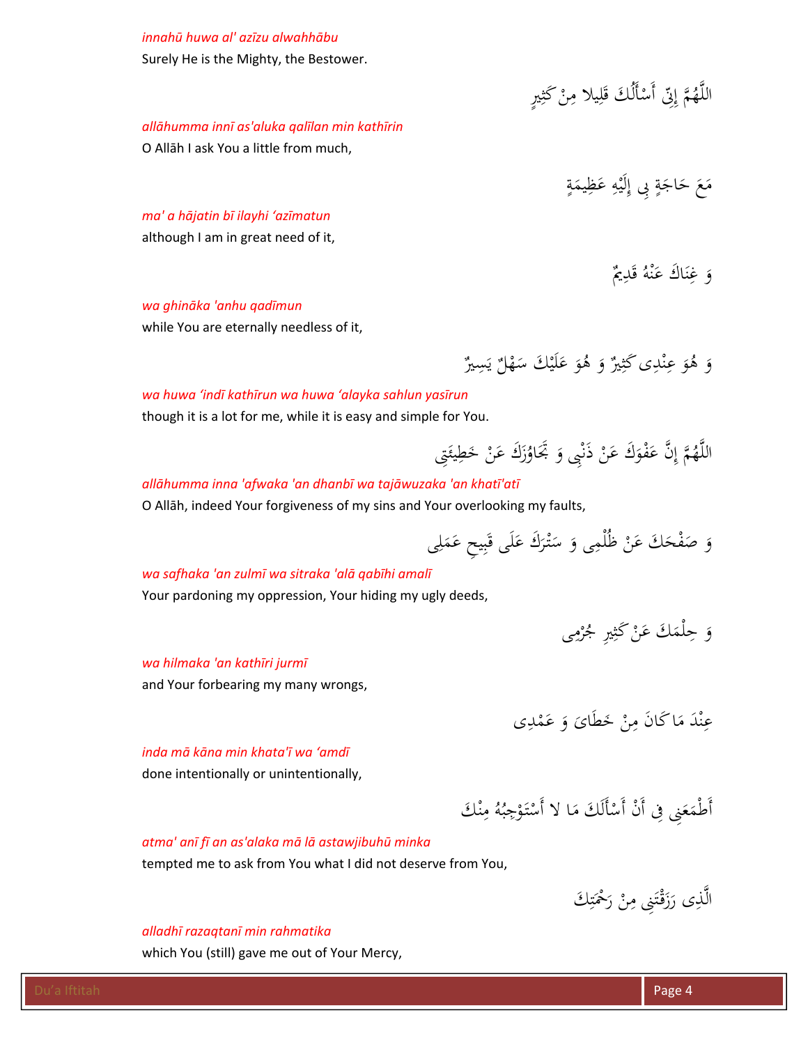*innahū huwa al' azīzu alwahhābu*

Surely He is the Mighty, the Bestower.

اللَّهُمَّ إِنِّي أَسْأَلُكَ قَلِيلا مِنْ كَثِيرٍ

*allāhumma innī as'aluka qalīlan min kathīrin*

O Allāh I ask You a little from much,

مَعَ حَاجَةٍ بِي إِلَيْهِ عَظِيمَةٍ

*ma' a hājatin bī ilayhi 'azīmatun*

although I am in great need of it,

وَ غِنَاكَ عَنْهُ قَدِيمٌ

*wa ghināka 'anhu qadīmun*

while You are eternally needless of it,

وَ هُوَ عِنْدِي كَثِيرٌ وَ هُوَ عَلَيْكَ سَهْلٌ يَسِيرٌ

*wa huwa 'indī kathīrun wa huwa 'alayka sahlun yasīrun*

though it is a lot for me, while it is easy and simple for You.

اللَّهُمَّ إِنَّ عَفْوَكَ عَنْ ذَنْبِي وَ تَجَاوُزَكَ عَنْ خَطِيئَتِي

*allāhumma inna 'afwaka 'an dhanbī wa tajāwuzaka 'an khatī'atī*

O Allāh, indeed Your forgiveness of my sins and Your overlooking my faults,

وَ صَفْحَكَ عَنْ ظُلْمِي وَ سَتْرَكَ عَلَى قَبِيحِ عَمَلِي

*wa safhaka 'an zulmī wa sitraka 'alā qabīhi amalī*

Your pardoning my oppression, Your hiding my ugly deeds,

وَ حِلْمَكَ عَنْ كَثِيرِ جُرْمِي

*wa hilmaka 'an kathīri jurmī*

and Your forbearing my many wrongs,

عِنْدَ مَا كَانَ مِنْ خَطَايَ وَ عَمْدِي

*inda mā kāna min khata'ī wa 'amdī*

done intentionally or unintentionally,

أَطْمَعَنِي فِي أَنْ أَسْأَلَكَ مَا لا أَسْتَوْجِبُهُ مِنْكَ

*atma' anī fī an as'alaka mā lā astawjibuhū minka*

tempted me to ask from You what I did not deserve from You,

الَّذِي رَزَقْتَنِي مِنْ رَحْمَتِكَ

*alladhī razaqtanī min rahmatika*

which You (still) gave me out of Your Mercy,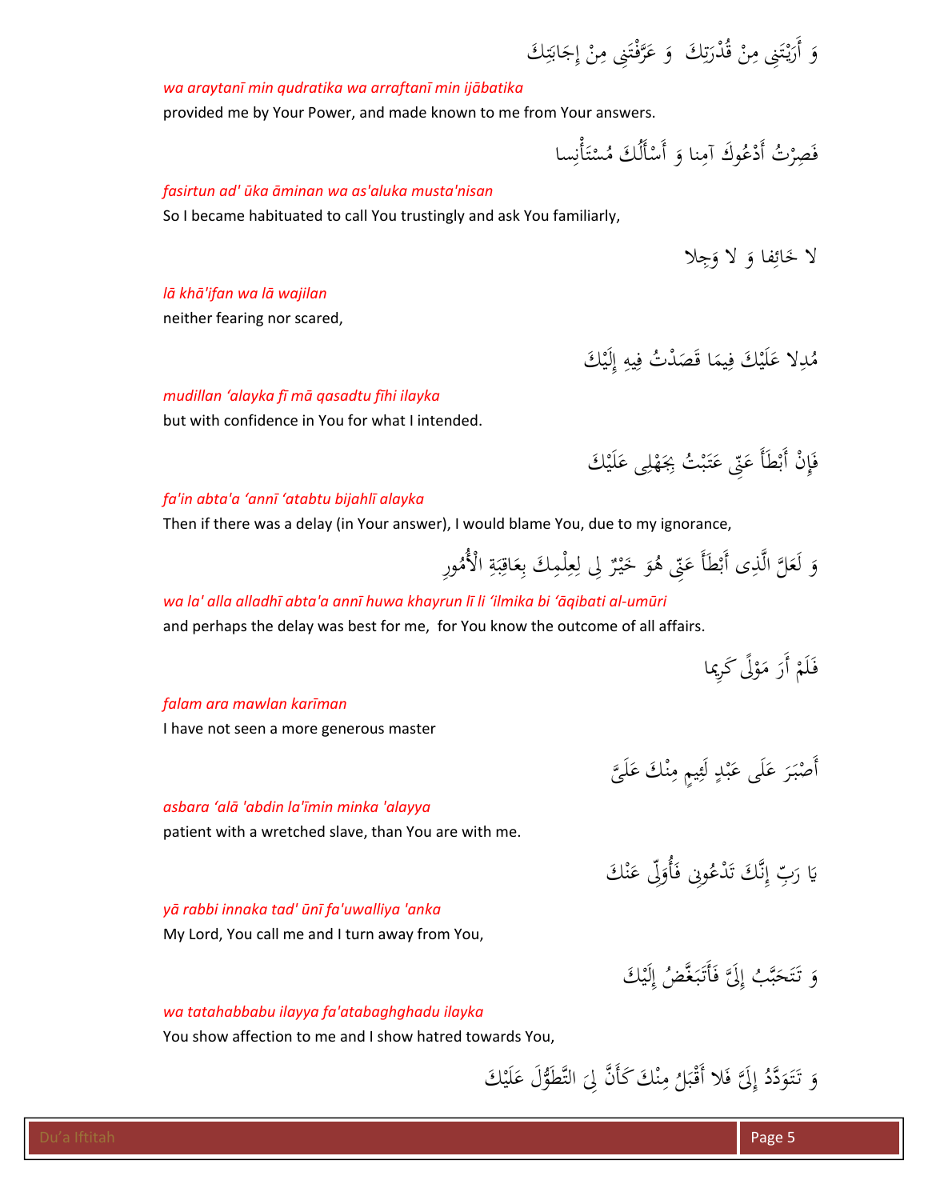وَ أَرَيْتَنِي مِنْ قُدْرَتِكَ وَ عَرَّفْتَنِي مِنْ إِجَابَتِكَ

*wa araytanī min qudratika wa arraftanī min ijābatika*

provided me by Your Power, and made known to me from Your answers.

فَصِرْتُ أَدْعُوكَ آمِنا وَ أَسْأَلُكَ مُسْتَأْنِسا

*fasirtun ad' ūka āminan wa as'aluka musta'nisan*

So I became habituated to call You trustingly and ask You familiarly,

لا خَائِفا وَ لا وَجِلا

*lā khā'ifan wa lā wajilan*

neither fearing nor scared,

مُدِلا عَلَيْكَ فِيمَا قَصَدْتُ فِيهِ إِلَيْكَ

*mudillan 'alayka fī mā qasadtu fīhi ilayka*

but with confidence in You for what I intended.

فَإِنْ أَبْطَأَ عَنِّي عَتَبْتُ بِجَهْلِي عَلَيْكَ

*fa'in abta'a 'annī 'atabtu bijahlī alayka*

Then if there was a delay (in Your answer), I would blame You, due to my ignorance,

وَ لَعَلَّ الَّذِي أَبْطَأَ عَنِّي هُوَ خَيْرٌ لِي لِعِلْمِكَ بِعَاقِبَةِ الْأُمُورِ

*wa la' alla alladhī abta'a annī huwa khayrun lī li 'ilmika bi 'āqibati al-umūri*

and perhaps the delay was best for me, for You know the outcome of all affairs.

فَلَمْ أَرَ مَوْلًى كَرِيما

*falam ara mawlan karīman*

I have not seen a more generous master

أَصْبَرَ عَلَى عَبْدٍ لَئِيمٍ مِنْكَ عَلَيَّ

*asbara 'alā 'abdin la'īmin minka 'alayya*

patient with a wretched slave, than You are with me.

يَا رَبِّ إِنَّكَ تَدْعُونِي فَأُوَلِّي عَنْكَ

*yā rabbi innaka tad' ūnī fa'uwalliya 'anka*

My Lord, You call me and I turn away from You,

وَ تَتَحَبَّبُ إِلَيَّ فَأَتَبَغَّضُ إِلَيْكَ

*wa tatahabbabu ilayya fa'atabaghghadu ilayka*

You show affection to me and I show hatred towards You,

وَ تَتَوَدَّدُ إِلَيَّ فَلا أَقْبَلُ مِنْكَ كَأَنَّ لِيَ التَّطَوُّلَ عَلَيْكَ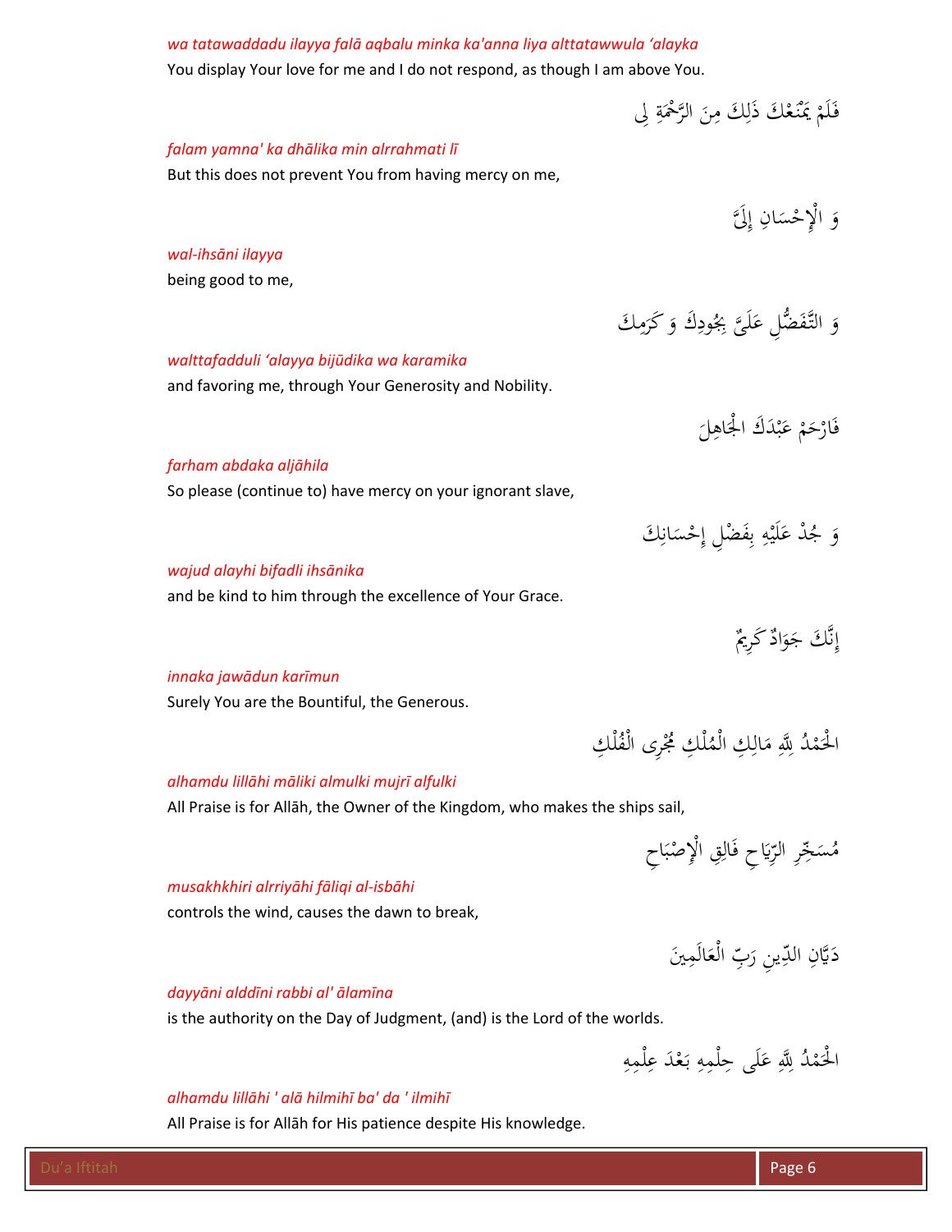*wa tatawaddadu ilayya falā aqbalu minka ka'anna liya alttatawwula 'alayka*

You display Your love for me and I do not respond, as though I am above You.

فَلَمْ يَمْنَعْكَ ذَلِكَ مِنَ الرَّحْمَةِ لِي

*falam yamna' ka dhālika min alrrahmati lī*

But this does not prevent You from having mercy on me,

وَ الْإِحْسَانِ إِلَيَّ

*wal-ihsāni ilayya*

being good to me,

وَ التَّفَضُّلِ عَلَيَّ بِجُودِكَ وَ كَرَمِكَ

*walttafadduli 'alayya bijūdika wa karamika*

and favoring me, through Your Generosity and Nobility.

فَارْحَمْ عَبْدَكَ الْجَاهِلَ

*farham abdaka aljāhila*

So please (continue to) have mercy on your ignorant slave,

وَ جُدْ عَلَيْهِ بِفَضْلِ إِحْسَانِكَ

*wajud alayhi bifadli ihsānika*

and be kind to him through the excellence of Your Grace.

إِنَّكَ جَوَادٌ كَرِيمٌ

*innaka jawādun karīmun*

Surely You are the Bountiful, the Generous.

الْحَمْدُ لِلَّهِ مَالِكِ الْمُلْكِ مُجْرِى الْفُلْكِ

*alhamdu lillāhi māliki almulki mujrī alfulki*

All Praise is for Allāh, the Owner of the Kingdom, who makes the ships sail,

مُسَخِّرِ الرِّيَاحِ فَالِقِ الْإِصْبَاحِ

*musakhkhiri alrriyāhi fāliqi al-isbāhi*

controls the wind, causes the dawn to break,

دَيَّانِ الدِّينِ رَبِّ الْعَالَمِينَ

*dayyāni alddīni rabbi al' ālamīna*

is the authority on the Day of Judgment, (and) is the Lord of the worlds.

الْحَمْدُ لِلَّهِ عَلَى حِلْمِهِ بَعْدَ عِلْمِهِ

*alhamdu lillāhi ' alā hilmihī ba' da ' ilmihī*

All Praise is for Allāh for His patience despite His knowledge.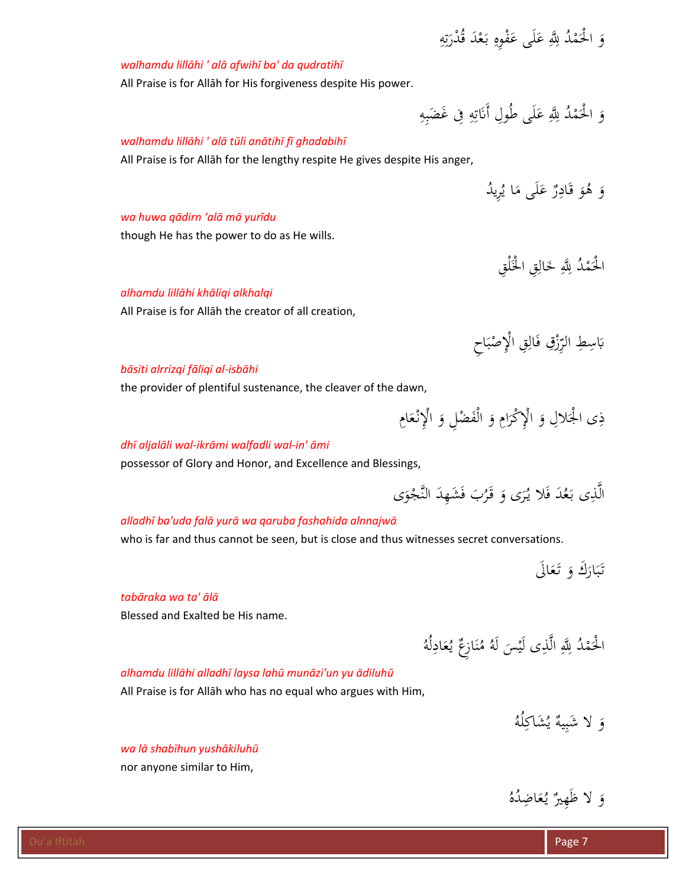وَ الْحَمْدُ لِلَّهِ عَلَى عَفْوِهِ بَعْدَ قُدْرَتِهِ

*walhamdu lillāhi ' alā afwihī ba' da qudratihī*

All Praise is for Allāh for His forgiveness despite His power.

وَ الْحَمْدُ لِلَّهِ عَلَى طُولِ أَنَاتِهِ فِي غَضَبِهِ

*walhamdu lillāhi ' alā tūli anātihī fī ghadabihī*

All Praise is for Allāh for the lengthy respite He gives despite His anger,

وَ هُوَ قَادِرٌ عَلَى مَا يُرِيدُ

*wa huwa qādirn 'alā mā yurīdu*

though He has the power to do as He wills.

الْحَمْدُ لِلَّهِ خَالِقِ الْخَلْقِ

*alhamdu lillāhi khāliqi alkhalqi*

All Praise is for Allāh the creator of all creation,

بَاسِطِ الرِّزْقِ فَالِقِ الْإِصْبَاحِ

*bāsiti alrrizqi fāliqi al-isbāhi*

the provider of plentiful sustenance, the cleaver of the dawn,

ذِي الْجَلالِ وَ الْإِكْرَامِ وَ الْفَضْلِ وَ الْإِنْعَامِ

*dhī aljalāli wal-ikrāmi walfadli wal-in' āmi*

possessor of Glory and Honor, and Excellence and Blessings,

الَّذِي بَعُدَ فَلا يُرَى وَ قَرُبَ فَشَهِدَ النَّجْوَى

*alladhī ba'uda falā yurā wa qaruba fashahida alnnajwā*

who is far and thus cannot be seen, but is close and thus witnesses secret conversations.

تَبَارَكَ وَ تَعَالَى

*tabāraka wa ta' ālā*

Blessed and Exalted be His name.

الْحَمْدُ لِلَّهِ الَّذِي لَيْسَ لَهُ مُنَازِعٌ يُعَادِلُهُ

*alhamdu lillāhi alladhī laysa lahū munāzi'un yu ādiluhū*

All Praise is for Allāh who has no equal who argues with Him,

وَ لا شَبِيهٌ يُشَاكِلُهُ

*wa lā shabīhun yushākiluhū*

nor anyone similar to Him,

وَ لا ظَهِيرٌ يُعَاضِدُهُ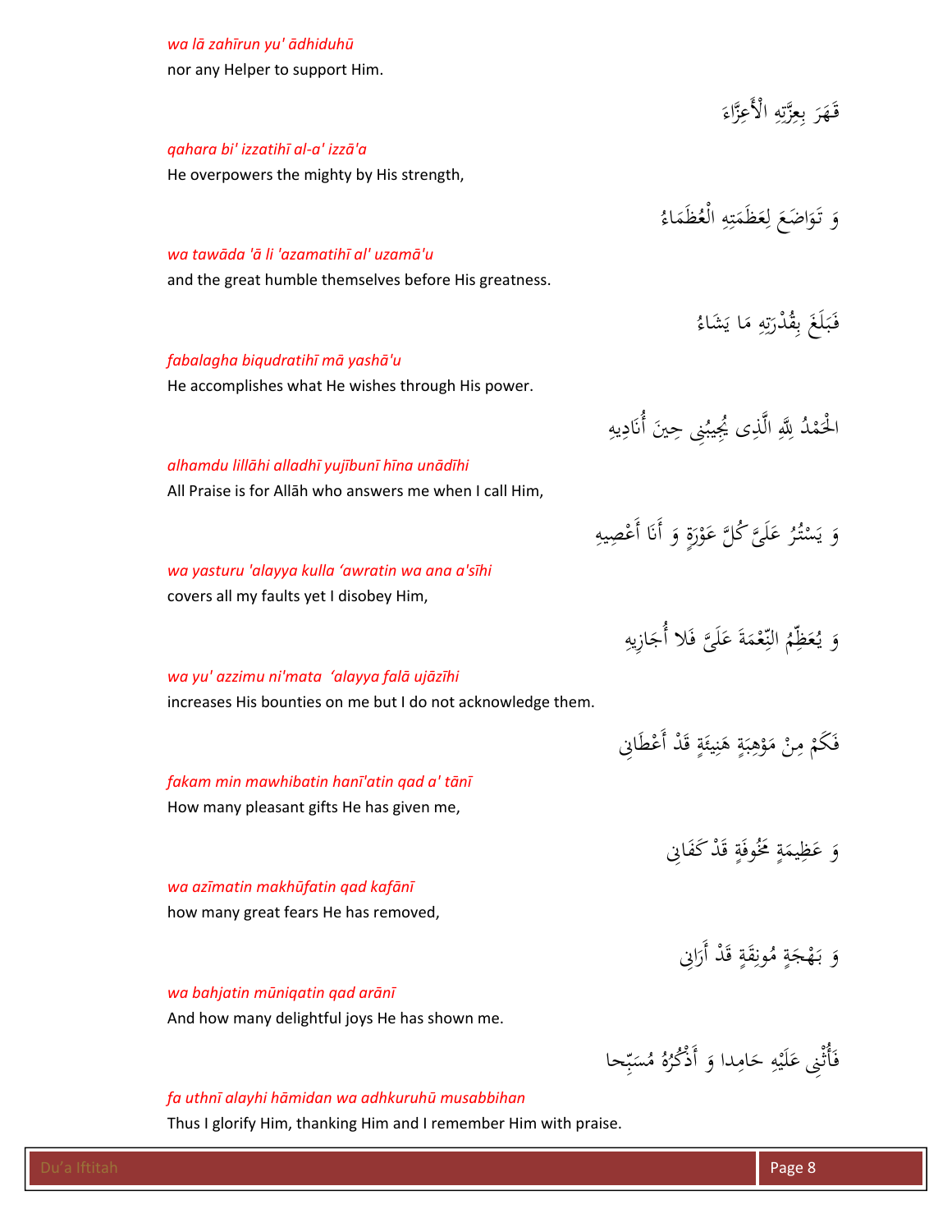*wa lā zahīrun yu' ādhiduhū*

nor any Helper to support Him.

قَهَرَ بِعِزَّتِهِ الْأَعِزَّاءَ

*qahara bi' izzatihī al-a' izzā'a*

He overpowers the mighty by His strength,

وَ تَوَاضَعَ لِعَظَمَتِهِ الْعُظَمَاءُ

*wa tawāda 'ā li 'azamatihī al' uzamā'u*

and the great humble themselves before His greatness.

فَبَلَغَ بِقُدْرَتِهِ مَا يَشَاءُ

*fabalagha biqudratihī mā yashā'u*

He accomplishes what He wishes through His power.

الْحَمْدُ لِلَّهِ الَّذِي يُجِيبُنِي حِينَ أُنَادِيهِ

*alhamdu lillāhi alladhī yujībunī hīna unādīhi*

All Praise is for Allāh who answers me when I call Him,

وَ يَسْتُرُ عَلَيَّ كُلَّ عَوْرَةٍ وَ أَنَا أَعْصِيهِ

*wa yasturu 'alayya kulla 'awratin wa ana a'sīhi*

covers all my faults yet I disobey Him,

وَ يُعَظِّمُ النِّعْمَةَ عَلَيَّ فَلا أُجَازِيهِ

*wa yu' azzimu ni'mata 'alayya falā ujāzīhi*

increases His bounties on me but I do not acknowledge them.

فَكَمْ مِنْ مَوْهِبَةٍ هَنِيئَةٍ قَدْ أَعْطَانِي

*fakam min mawhibatin hanī'atin qad a' tānī*

How many pleasant gifts He has given me,

وَ عَظِيمَةٍ مَخُوفَةٍ قَدْ كَفَانِي

*wa azīmatin makhūfatin qad kafānī*

how many great fears He has removed,

وَ بَهْجَةٍ مُونِقَةٍ قَدْ أَرَانِي

*wa bahjatin mūniqatin qad arānī*

And how many delightful joys He has shown me.

فَأُثْنِي عَلَيْهِ حَامِدا وَ أَذْكُرُهُ مُسَبِّحا

*fa uthnī alayhi hāmidan wa adhkuruhū musabbihan*

Thus I glorify Him, thanking Him and I remember Him with praise.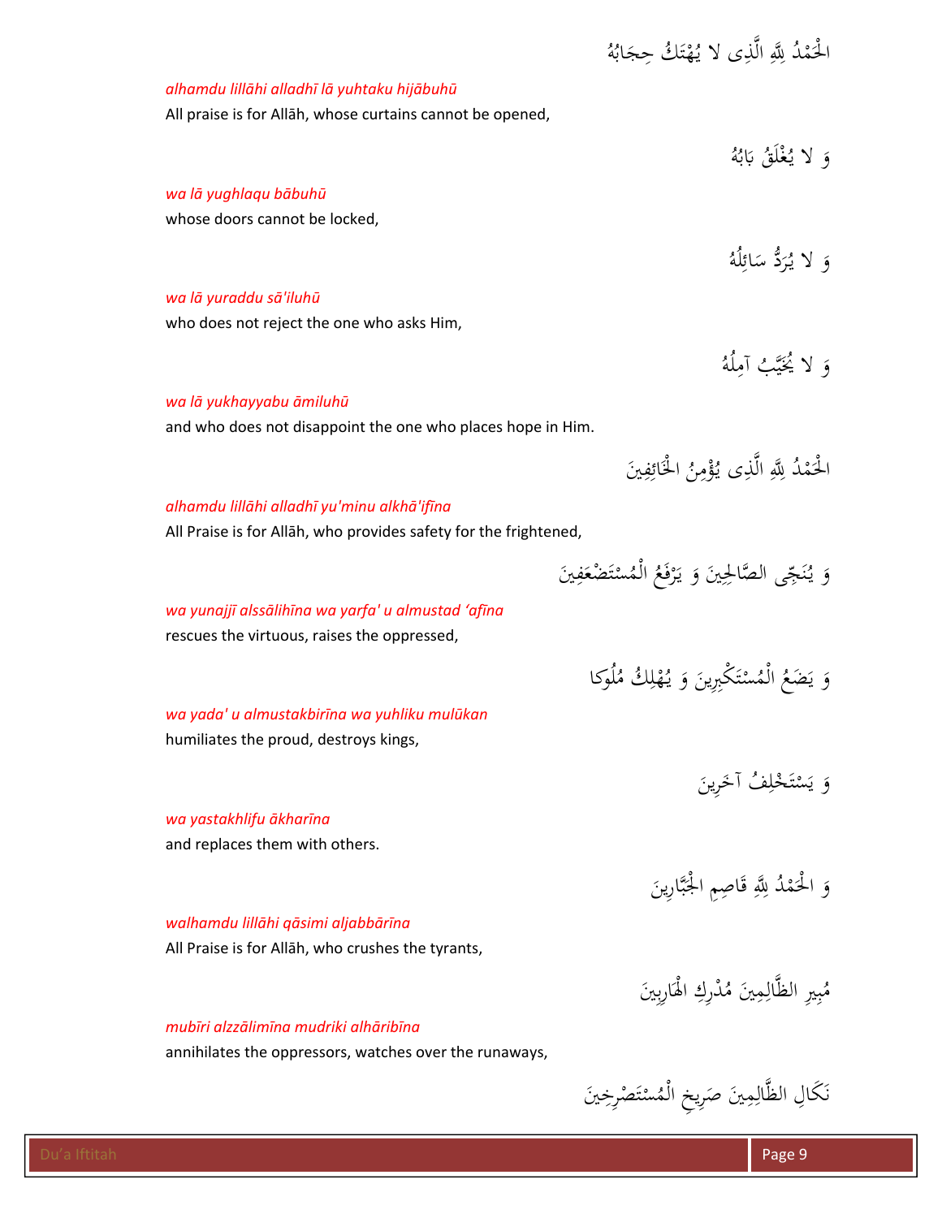الْحَمْدُ لِلَّهِ الَّذِى لا يُهْتَكُ حِجَابُهُ

*alhamdu lillāhi alladhī lā yuhtaku hijābuhū*

All praise is for Allāh, whose curtains cannot be opened,

وَ لا يُغْلَقُ بَابُهُ

*wa lā yughlaqu bābuhū*

whose doors cannot be locked,

وَ لا يُرَدُّ سَائِلُهُ

*wa lā yuraddu sā'iluhū*

who does not reject the one who asks Him,

وَ لا يُخَيَّبُ آمِلُهُ

*wa lā yukhayyabu āmiluhū*

and who does not disappoint the one who places hope in Him.

الْحَمْدُ لِلَّهِ الَّذِى يُؤْمِنُ الْخَائِفِينَ

*alhamdu lillāhi alladhī yu'minu alkhā'ifīna*

All Praise is for Allāh, who provides safety for the frightened,

وَ يُنَجِّى الصَّالِحِينَ وَ يَرْفَعُ الْمُسْتَضْعَفِينَ

*wa yunajjī alssālihīna wa yarfa' u almustad 'afīna*

rescues the virtuous, raises the oppressed,

وَ يَضَعُ الْمُسْتَكْبِرِينَ وَ يُهْلِكُ مُلُوكا

*wa yada' u almustakbirīna wa yuhliku mulūkan*

humiliates the proud, destroys kings,

وَ يَسْتَخْلِفُ آخَرِينَ

*wa yastakhlifu ākharīna*

and replaces them with others.

وَ الْحَمْدُ لِلَّهِ قَاصِمِ الْجَبَّارِينَ

*walhamdu lillāhi qāsimi aljabbārīna*

All Praise is for Allāh, who crushes the tyrants,

مُبِيرِ الظَّالِمِينَ مُدْرِكِ الْهَارِبِينَ

*mubīri alzzālimīna mudriki alhāribīna*

annihilates the oppressors, watches over the runaways,

نَكَالِ الظَّالِمِينَ صَرِيخِ الْمُسْتَصْرِخِينَ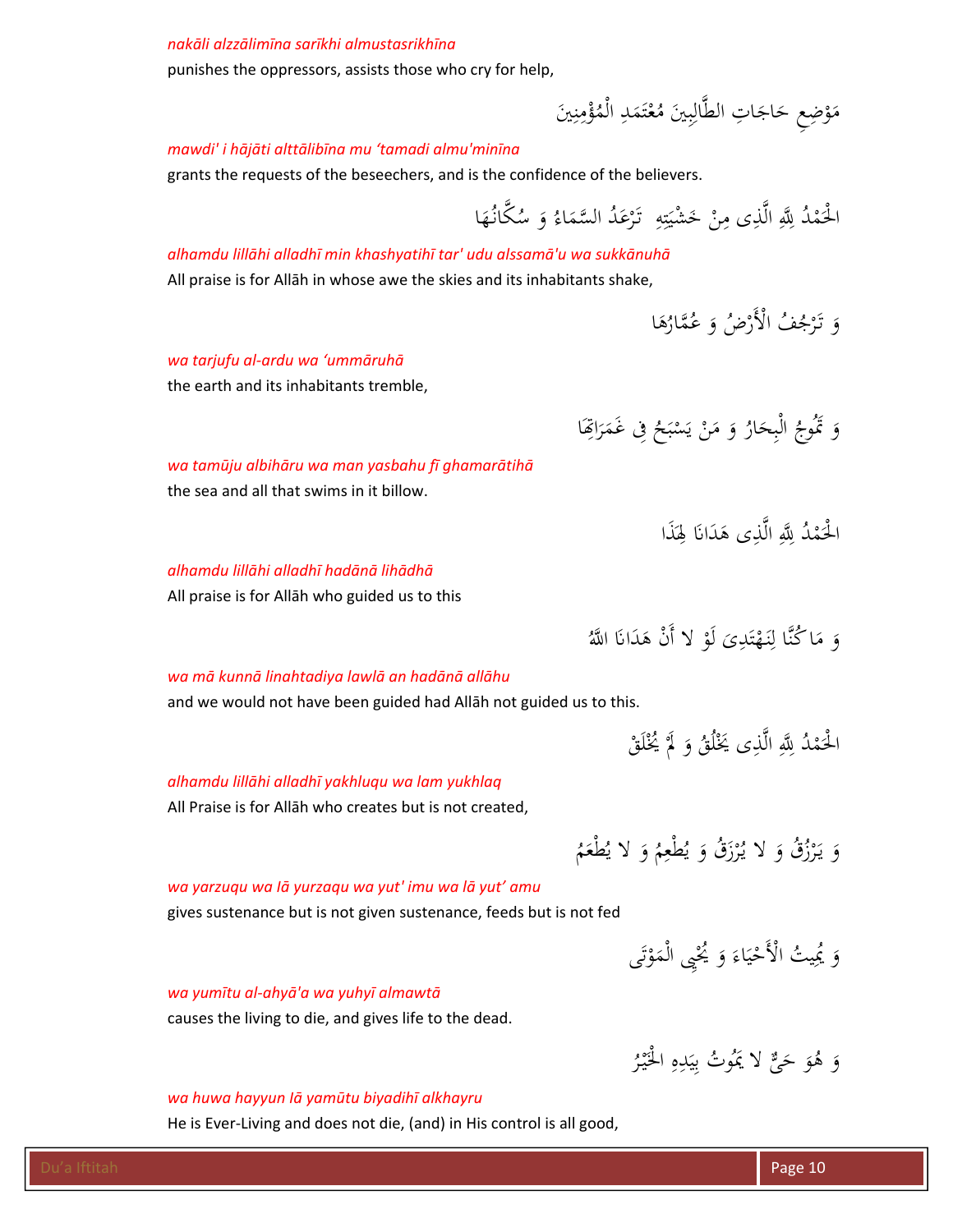*nakāli alzzālimīna sarīkhi almustasrikhīna*

punishes the oppressors, assists those who cry for help,

مَوْضِعِ حَاجَاتِ الطَّالِبِينَ مُعْتَمَدِ الْمُؤْمِنِينَ

*mawdi' i hājāti alttālibīna mu 'tamadi almu'minīna*

grants the requests of the beseechers, and is the confidence of the believers.

الْحَمْدُ لِلَّهِ الَّذِي مِنْ خَشْيَتِهِ تَرْعَدُ السَّمَاءُ وَ سُكَّانُهَا

*alhamdu lillāhi alladhī min khashyatihī tar' udu alssamā'u wa sukkānuhā*

All praise is for Allāh in whose awe the skies and its inhabitants shake,

وَ تَرْجُفُ الْأَرْضُ وَ عُمَّارُهَا

*wa tarjufu al-ardu wa 'ummāruhā*

the earth and its inhabitants tremble,

وَ تَمُوجُ الْبِحَارُ وَ مَنْ يَسْبَحُ فِي غَمَرَاتِهَا

*wa tamūju albihāru wa man yasbahu fī ghamarātihā*

the sea and all that swims in it billow.

الْحَمْدُ لِلَّهِ الَّذِي هَدَانَا لِهَذَا

*alhamdu lillāhi alladhī hadānā lihādhā*

All praise is for Allāh who guided us to this

وَ مَا كُنَّا لِنَهْتَدِيَ لَوْ لا أَنْ هَدَانَا اللَّهُ

*wa mā kunnā linahtadiya lawlā an hadānā allāhu*

and we would not have been guided had Allāh not guided us to this.

الْحَمْدُ لِلَّهِ الَّذِي يَخْلُقُ وَ لَمْ يُخْلَقْ

*alhamdu lillāhi alladhī yakhluqu wa lam yukhlaq*

All Praise is for Allāh who creates but is not created,

وَ يَرْزُقُ وَ لا يُرْزَقُ وَ يُطْعِمُ وَ لا يُطْعَمُ

*wa yarzuqu wa lā yurzaqu wa yut' imu wa lā yut' amu*

gives sustenance but is not given sustenance, feeds but is not fed

وَ يُمِيتُ الْأَحْيَاءَ وَ يُحْيِي الْمَوْتَى

*wa yumītu al-ahyā'a wa yuhyī almawtā*

causes the living to die, and gives life to the dead.

وَ هُوَ حَيٌّ لا يَمُوتُ بِيَدِهِ الْخَيْرُ

*wa huwa hayyun lā yamūtu biyadihī alkhayru*

He is Ever-Living and does not die, (and) in His control is all good,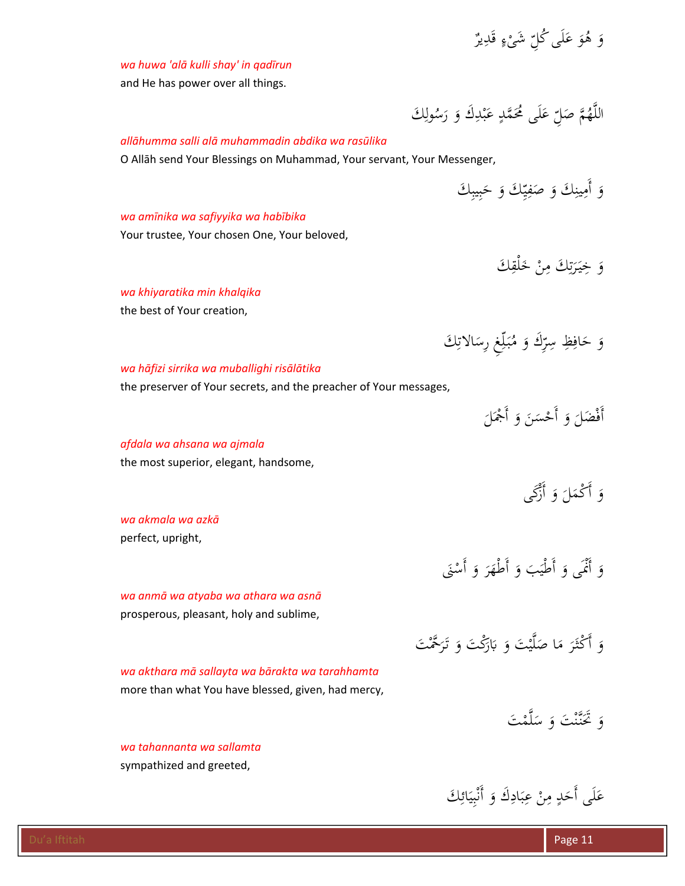وَ هُوَ عَلَى كُلِّ شَيْءٍ قَدِيرٌ

*wa huwa 'alā kulli shay' in qadīrun*

and He has power over all things.

اللَّهُمَّ صَلِّ عَلَى مُحَمَّدٍ عَبْدِكَ وَ رَسُولِكَ

*allāhumma salli alā muhammadin abdika wa rasūlika*

O Allāh send Your Blessings on Muhammad, Your servant, Your Messenger,

وَ أَمِينِكَ وَ صَفِيِّكَ وَ حَبِيبِكَ

*wa amīnika wa safiyyika wa habībika*

Your trustee, Your chosen One, Your beloved,

وَ خِيَرَتِكَ مِنْ خَلْقِكَ

*wa khiyaratika min khalqika*

the best of Your creation,

وَ حَافِظِ سِرِّكَ وَ مُبَلِّغِ رِسَالاتِكَ

*wa hāfizi sirrika wa muballighi risālātika*

the preserver of Your secrets, and the preacher of Your messages,

أَفْضَلَ وَ أَحْسَنَ وَ أَجْمَلَ

*afdala wa ahsana wa ajmala*

the most superior, elegant, handsome,

وَ أَكْمَلَ وَ أَزْكَى

*wa akmala wa azkā*

perfect, upright,

وَ أَنْمَى وَ أَطْيَبَ وَ أَطْهَرَ وَ أَسْنَى

*wa anmā wa atyaba wa athara wa asnā*

prosperous, pleasant, holy and sublime,

وَ أَكْثَرَ مَا صَلَّيْتَ وَ بَارَكْتَ وَ تَرَحَّمْتَ

*wa akthara mā sallayta wa bārakta wa tarahhamta*

more than what You have blessed, given, had mercy,

وَ تَحَنَّنْتَ وَ سَلَّمْتَ

*wa tahannanta wa sallamta*

sympathized and greeted,

عَلَى أَحَدٍ مِنْ عِبَادِكَ وَ أَنْبِيَائِكَ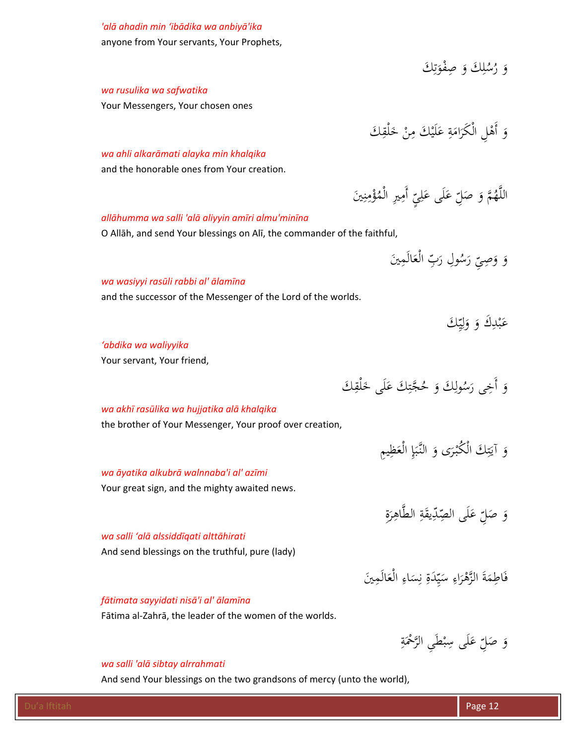*'alā ahadin min 'ibādika wa anbiyā'ika*

anyone from Your servants, Your Prophets,

وَ رُسُلِكَ وَ صِفْوَتِكَ

*wa rusulika wa safwatika*

Your Messengers, Your chosen ones

وَ أَهْلِ الْكَرَامَةِ عَلَيْكَ مِنْ خَلْقِكَ

*wa ahli alkarāmati alayka min khalqika*

and the honorable ones from Your creation.

اللَّهُمَّ وَ صَلِّ عَلَى عَلِيٍّ أَمِيرِ الْمُؤْمِنِينَ

*allāhumma wa salli 'alā aliyyin amīri almu'minīna*

O Allāh, and send Your blessings on Alī, the commander of the faithful,

وَ وَصِيِّ رَسُولِ رَبِّ الْعَالَمِينَ

*wa wasiyyi rasūli rabbi al' ālamīna*

and the successor of the Messenger of the Lord of the worlds.

عَبْدِكَ وَ وَلِيِّكَ

*'abdika wa waliyyika*

Your servant, Your friend,

وَ أَخِي رَسُولِكَ وَ حُجَّتِكَ عَلَى خَلْقِكَ

*wa akhī rasūlika wa hujjatika alā khalqika*

the brother of Your Messenger, Your proof over creation,

وَ آيَتِكَ الْكُبْرَى وَ النَّبَإِ الْعَظِيمِ

*wa āyatika alkubrā walnnaba'i al' azīmi*

Your great sign, and the mighty awaited news.

وَ صَلِّ عَلَى الصِّدِّيقَةِ الطَّاهِرَةِ

*wa salli 'alā alssiddīqati alttāhirati*

And send blessings on the truthful, pure (lady)

فَاطِمَةَ الزَّهْرَاءِ سَيِّدَةِ نِسَاءِ الْعَالَمِينَ

*fātimata sayyidati nisā'i al' ālamīna*

Fātima al-Zahrā, the leader of the women of the worlds.

وَ صَلِّ عَلَى سِبْطَيِ الرَّحْمَةِ

*wa salli 'alā sibtay alrrahmati*

And send Your blessings on the two grandsons of mercy (unto the world),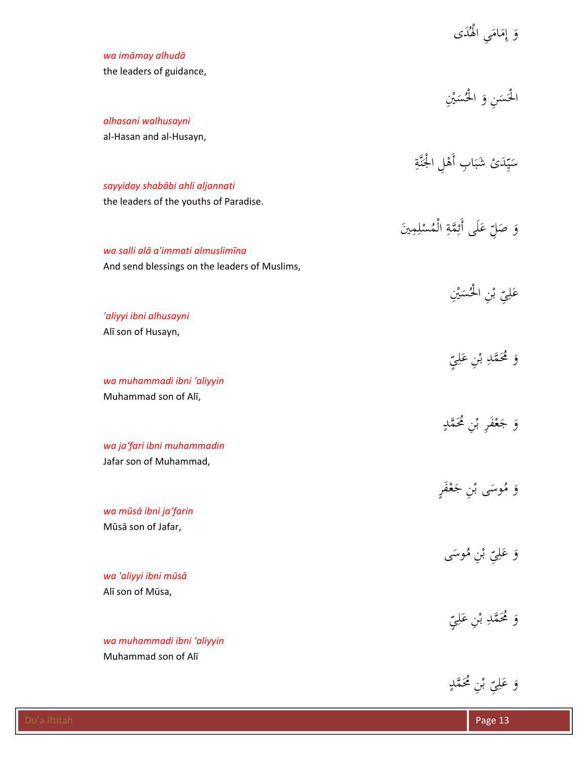وَ إِمَامَيِ الْهُدَى

*wa imāmay alhudā*
the leaders of guidance,

الْحَسَنِ وَ الْحُسَيْنِ

*alhasani walhusayni*
al-Hasan and al-Husayn,

سَيِّدَيْ شَبَابِ أَهْلِ الْجَنَّةِ

*sayyiday shabābi ahli aljannati*
the leaders of the youths of Paradise.

وَ صَلِّ عَلَى أَئِمَّةِ الْمُسْلِمِينَ

*wa salli alā a'immati almuslimīna*
And send blessings on the leaders of Muslims,

عَلِيِّ بْنِ الْحُسَيْنِ

*'aliyyi ibni alhusayni*
Alī son of Husayn,

وَ مُحَمَّدِ بْنِ عَلِيٍّ

*wa muhammadi ibni 'aliyyin*
Muhammad son of Alī,

وَ جَعْفَرِ بْنِ مُحَمَّدٍ

*wa ja'fari ibni muhammadin*
Jafar son of Muhammad,

وَ مُوسَى بْنِ جَعْفَرٍ

*wa mūsā ibni ja'farin*
Mūsā son of Jafar,

وَ عَلِيِّ بْنِ مُوسَى

*wa 'aliyyi ibni mūsā*
Alī son of Mūsa,

وَ مُحَمَّدِ بْنِ عَلِيٍّ

*wa muhammadi ibni 'aliyyin*
Muhammad son of Alī

وَ عَلِيِّ بْنِ مُحَمَّدٍ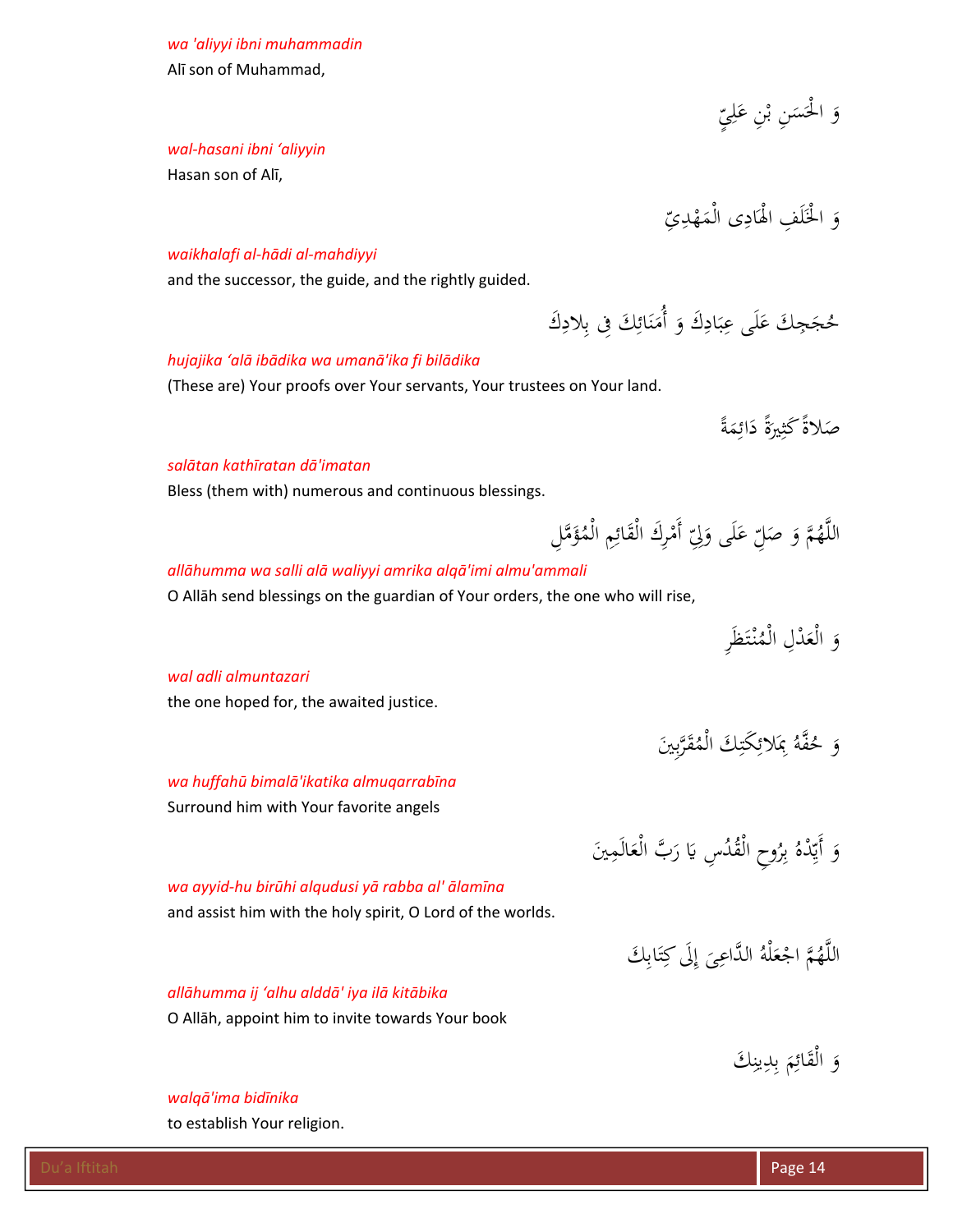*wa 'aliyyi ibni muhammadin*

Alī son of Muhammad,

وَ الْحَسَنِ بْنِ عَلِيٍّ

*wal-hasani ibni 'aliyyin*

Hasan son of Alī,

وَ الْخَلَفِ الْهَادِى الْمَهْدِيِّ

*waikhalafi al-hādi al-mahdiyyi*

and the successor, the guide, and the rightly guided.

حُجَجِكَ عَلَى عِبَادِكَ وَ أُمَنَائِكَ فِى بِلادِكَ

*hujajika 'alā ibādika wa umanā'ika fi bilādika*

(These are) Your proofs over Your servants, Your trustees on Your land.

صَلاةً كَثِيرَةً دَائِمَةً

*salātan kathīratan dā'imatan*

Bless (them with) numerous and continuous blessings.

اللَّهُمَّ وَ صَلِّ عَلَى وَلِيِّ أَمْرِكَ الْقَائِمِ الْمُؤَمَّلِ

*allāhumma wa salli alā waliyyi amrika alqā'imi almu'ammali*

O Allāh send blessings on the guardian of Your orders, the one who will rise,

وَ الْعَدْلِ الْمُنْتَظَرِ

*wal adli almuntazari*

the one hoped for, the awaited justice.

وَ حُفَّهُ بِمَلائِكَتِكَ الْمُقَرَّبِينَ

*wa huffahū bimalā'ikatika almuqarrabīna*

Surround him with Your favorite angels

وَ أَيِّدْهُ بِرُوحِ الْقُدُسِ يَا رَبَّ الْعَالَمِينَ

*wa ayyid-hu birūhi alqudusi yā rabba al' ālamīna*

and assist him with the holy spirit, O Lord of the worlds.

اللَّهُمَّ اجْعَلْهُ الدَّاعِىَ إِلَى كِتَابِكَ

*allāhumma ij 'alhu alddā' iya ilā kitābika*

O Allāh, appoint him to invite towards Your book

وَ الْقَائِمَ بِدِينِكَ

*walqā'ima bidīnika*

to establish Your religion.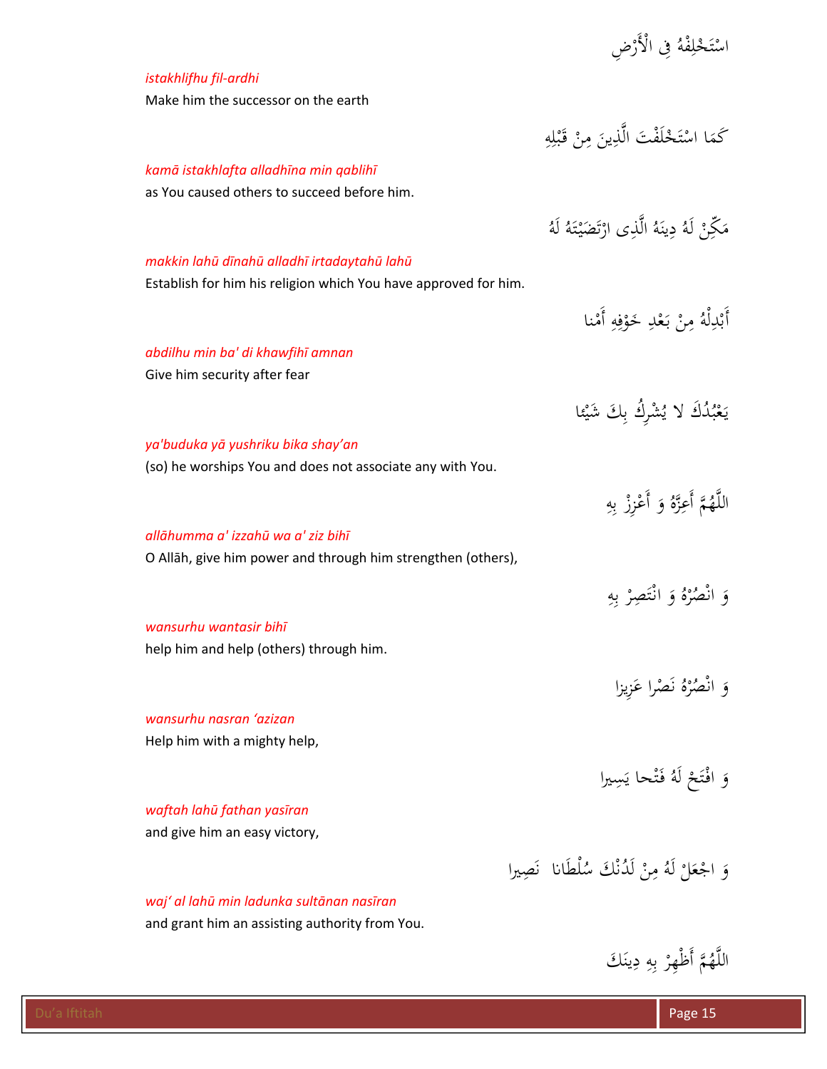اسْتَخْلِفْهُ فِي الْأَرْضِ

*istakhlifhu fil-ardhi*

Make him the successor on the earth

كَمَا اسْتَخْلَفْتَ الَّذِينَ مِنْ قَبْلِهِ

*kamā istakhlafta alladhīna min qablihī*

as You caused others to succeed before him.

مَكِّنْ لَهُ دِينَهُ الَّذِي ارْتَضَيْتَهُ لَهُ

*makkin lahū dīnahū alladhī irtadaytahū lahū*

Establish for him his religion which You have approved for him.

أَبْدِلْهُ مِنْ بَعْدِ خَوْفِهِ أَمْنا

*abdilhu min ba' di khawfihī amnan*

Give him security after fear

يَعْبُدُكَ لا يُشْرِكُ بِكَ شَيْئا

*ya'buduka yā yushriku bika shay'an*

(so) he worships You and does not associate any with You.

اللَّهُمَّ أَعِزَّهُ وَ أَعْزِزْ بِهِ

*allāhumma a' izzahū wa a' ziz bihī*

O Allāh, give him power and through him strengthen (others),

وَ انْصُرْهُ وَ انْتَصِرْ بِهِ

*wansurhu wantasir bihī*

help him and help (others) through him.

وَ انْصُرْهُ نَصْرا عَزِيزا

*wansurhu nasran ‘azizan*

Help him with a mighty help,

وَ افْتَحْ لَهُ فَتْحا يَسِيرا

*waftah lahū fathan yasīran*

and give him an easy victory,

وَ اجْعَلْ لَهُ مِنْ لَدُنْكَ سُلْطَانا نَصِيرا

*waj‘ al lahū min ladunka sultānan nasīran*

and grant him an assisting authority from You.

اللَّهُمَّ أَظْهِرْ بِهِ دِينَكَ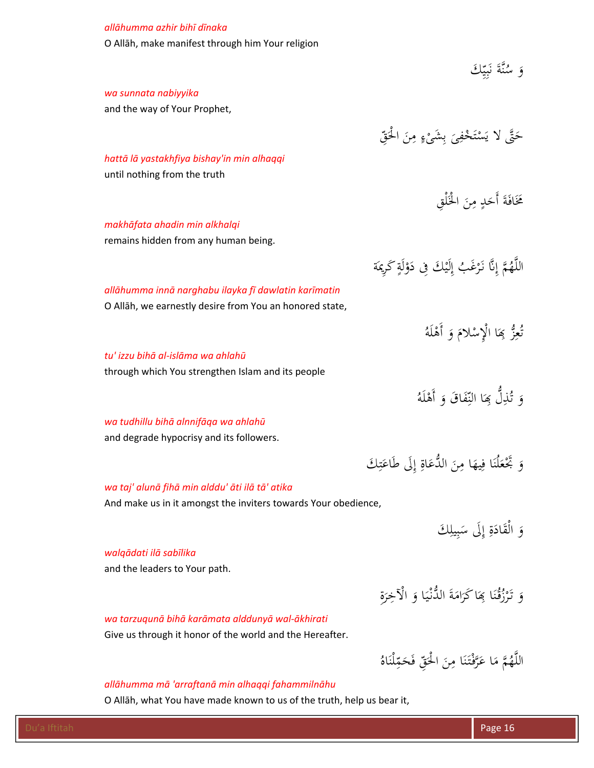*allāhumma azhir bihī dīnaka*

O Allāh, make manifest through him Your religion

وَ سُنَّةَ نَبِيِّكَ

*wa sunnata nabiyyika*

and the way of Your Prophet,

حَتَّى لا يَسْتَخْفِيَ بِشَيْءٍ مِنَ الْحَقِّ

*hattā lā yastakhfiya bishay'in min alhaqqi*

until nothing from the truth

مَخَافَةَ أَحَدٍ مِنَ الْخَلْقِ

*makhāfata ahadin min alkhalqi*

remains hidden from any human being.

اللَّهُمَّ إِنَّا نَرْغَبُ إِلَيْكَ فِي دَوْلَةٍ كَرِيمَةٍ

*allāhumma innā narghabu ilayka fī dawlatin karīmatin*

O Allāh, we earnestly desire from You an honored state,

تُعِزُّ بِهَا الْإِسْلامَ وَ أَهْلَهُ

*tu' izzu bihā al-islāma wa ahlahū*

through which You strengthen Islam and its people

وَ تُذِلُّ بِهَا النِّفَاقَ وَ أَهْلَهُ

*wa tudhillu bihā alnnifāqa wa ahlahū*

and degrade hypocrisy and its followers.

وَ تَجْعَلُنَا فِيهَا مِنَ الدُّعَاةِ إِلَى طَاعَتِكَ

*wa taj' alunā fihā min alddu' āti ilā tā' atika*

And make us in it amongst the inviters towards Your obedience,

وَ الْقَادَةِ إِلَى سَبِيلِكَ

*walqādati ilā sabīlika*

and the leaders to Your path.

وَ تَرْزُقُنَا بِهَا كَرَامَةَ الدُّنْيَا وَ الْآخِرَةِ

*wa tarzuqunā bihā karāmata alddunyā wal-ākhirati*

Give us through it honor of the world and the Hereafter.

اللَّهُمَّ مَا عَرَّفْتَنَا مِنَ الْحَقِّ فَحَمِّلْنَاهُ

*allāhumma mā 'arraftanā min alhaqqi fahammilnāhu*

O Allāh, what You have made known to us of the truth, help us bear it,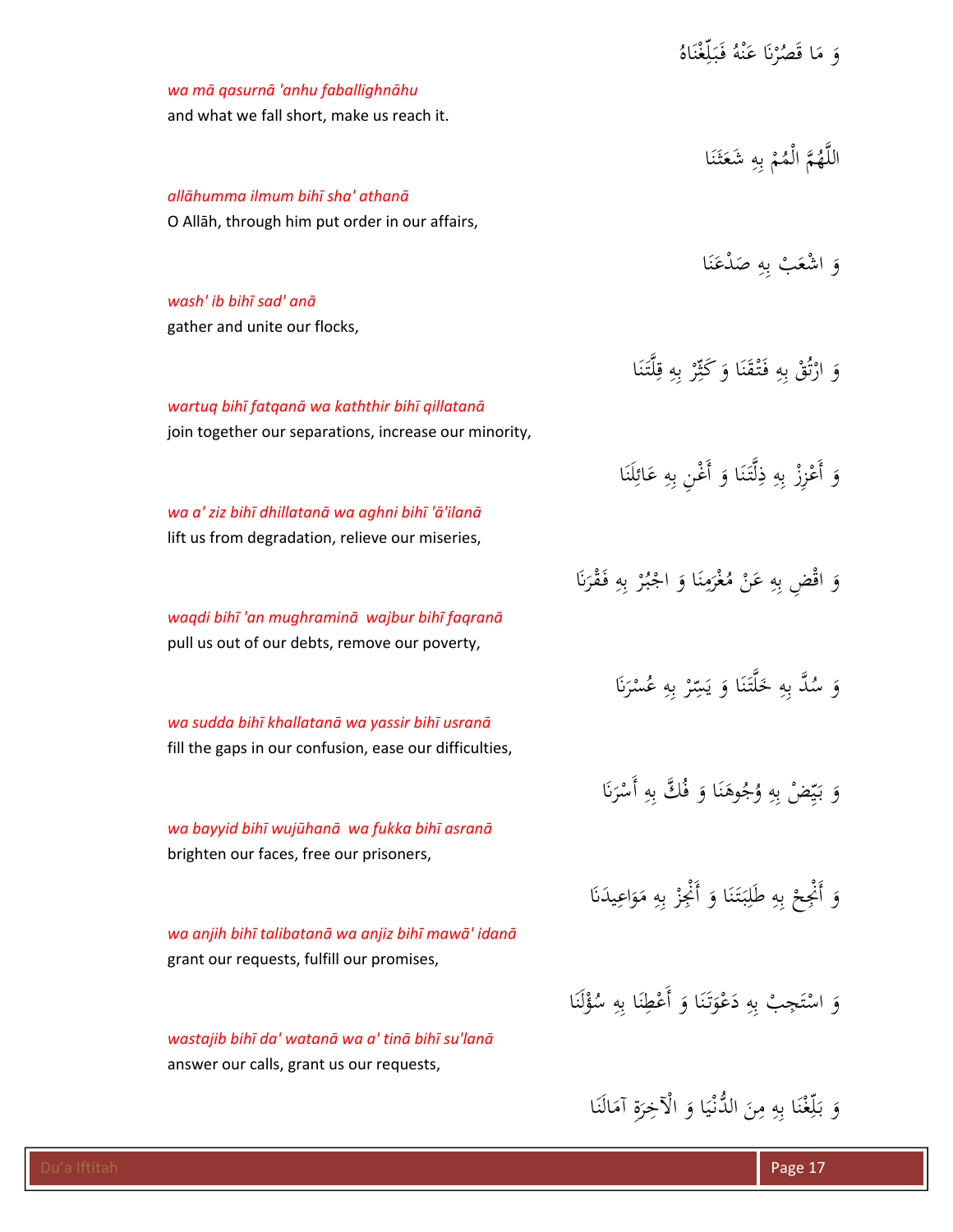وَ مَا قَصُرْنَا عَنْهُ فَبَلِّغْنَاهُ

*wa mā qasurnā 'anhu faballighnāhu*

and what we fall short, make us reach it.

اللَّهُمَّ الْمُمْ بِهِ شَعَثَنَا

*allāhumma ilmum bihī sha' athanā*

O Allāh, through him put order in our affairs,

وَ اشْعَبْ بِهِ صَدْعَنَا

*wash' ib bihī sad' anā*

gather and unite our flocks,

وَ ارْتُقْ بِهِ فَتْقَنَا وَ كَثِّرْ بِهِ قِلَّتَنَا

*wartuq bihī fatqanā wa kaththir bihī qillatanā*

join together our separations, increase our minority,

وَ أَعْزِزْ بِهِ ذِلَّتَنَا وَ أَغْنِ بِهِ عَائِلَنَا

*wa a' ziz bihī dhillatanā wa aghni bihī 'ā'ilanā*

lift us from degradation, relieve our miseries,

وَ اقْضِ بِهِ عَنْ مُغْرَمِنَا وَ اجْبُرْ بِهِ فَقْرَنَا

*waqdi bihī 'an mughraminā  wajbur bihī faqranā*

pull us out of our debts, remove our poverty,

وَ سُدَّ بِهِ خَلَّتَنَا وَ يَسِّرْ بِهِ عُسْرَنَا

*wa sudda bihī khallatanā wa yassir bihī usranā*

fill the gaps in our confusion, ease our difficulties,

وَ بَيِّضْ بِهِ وُجُوهَنَا وَ فُكَّ بِهِ أَسْرَنَا

*wa bayyid bihī wujūhanā  wa fukka bihī asranā*

brighten our faces, free our prisoners,

وَ أَنْجِحْ بِهِ طَلِبَتَنَا وَ أَنْجِزْ بِهِ مَوَاعِيدَنَا

*wa anjih bihī talibatanā wa anjiz bihī mawā' idanā*

grant our requests, fulfill our promises,

وَ اسْتَجِبْ بِهِ دَعْوَتَنَا وَ أَعْطِنَا بِهِ سُؤْلَنَا

*wastajib bihī da' watanā wa a' tinā bihī su'lanā*

answer our calls, grant us our requests,

وَ بَلِّغْنَا بِهِ مِنَ الدُّنْيَا وَ الْآخِرَةِ آمَالَنَا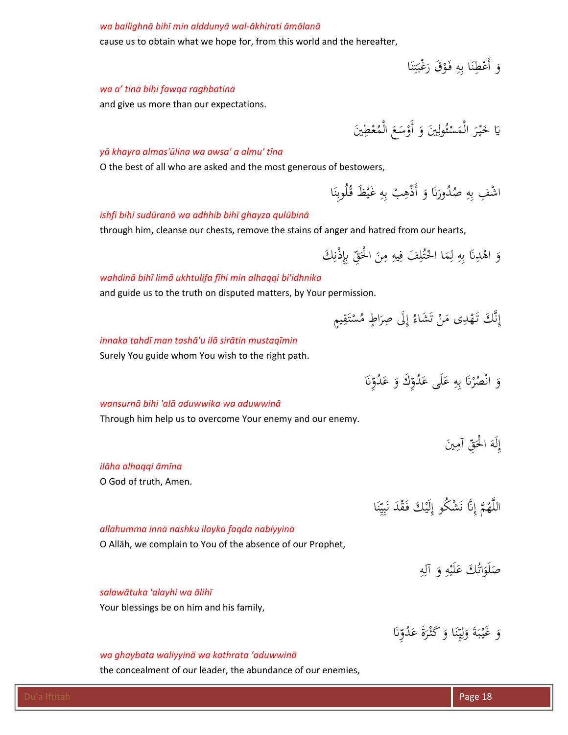*wa ballighnā bihī min alddunyā wal-ākhirati āmālanā*

cause us to obtain what we hope for, from this world and the hereafter,

وَ أَعْطِنَا بِهِ فَوْقَ رَغْبَتِنَا

*wa a' tinā bihī fawqa raghbatinā*

and give us more than our expectations.

يَا خَيْرَ الْمَسْئُولِينَ وَ أَوْسَعَ الْمُعْطِينَ

*yā khayra almas'ūlina wa awsa' a almu' tīna*

O the best of all who are asked and the most generous of bestowers,

اشْفِ بِهِ صُدُورَنَا وَ أَذْهِبْ بِهِ غَيْظَ قُلُوبِنَا

*ishfi bihī sudūranā wa adhhib bihī ghayza qulūbinā*

through him, cleanse our chests, remove the stains of anger and hatred from our hearts,

وَ اهْدِنَا بِهِ لِمَا اخْتُلِفَ فِيهِ مِنَ الْحَقِّ بِإِذْنِكَ

*wahdinā bihī limā ukhtulifa fīhi min alhaqqi bi'idhnika*

and guide us to the truth on disputed matters, by Your permission.

إِنَّكَ تَهْدِي مَنْ تَشَاءُ إِلَى صِرَاطٍ مُسْتَقِيمٍ

*innaka tahdī man tashā'u ilā sirātin mustaqīmin*

Surely You guide whom You wish to the right path.

وَ انْصُرْنَا بِهِ عَلَى عَدُوِّكَ وَ عَدُوِّنَا

*wansurnā bihi 'alā aduwwika wa aduwwinā*

Through him help us to overcome Your enemy and our enemy.

إِلَهَ الْحَقِّ آمِينَ

*ilāha alhaqqi āmīna*

O God of truth, Amen.

اللَّهُمَّ إِنَّا نَشْكُو إِلَيْكَ فَقْدَ نَبِيِّنَا

*allāhumma innā nashkū ilayka faqda nabiyyinā*

O Allāh, we complain to You of the absence of our Prophet,

صَلَوَاتُكَ عَلَيْهِ وَ آلِهِ

*salawātuka 'alayhi wa ālihī*

Your blessings be on him and his family,

وَ غَيْبَةَ وَلِيِّنَا وَ كَثْرَةَ عَدُوِّنَا

*wa ghaybata waliyyinā wa kathrata 'aduwwinā*

the concealment of our leader, the abundance of our enemies,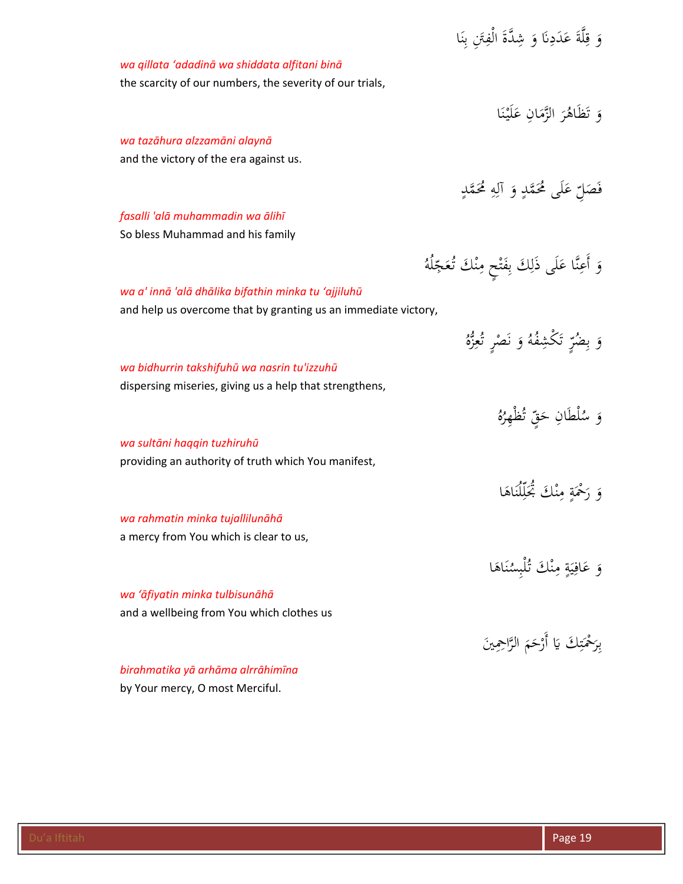وَ قِلَّةَ عَدَدِنَا وَ شِدَّةَ الْفِتَنِ بِنَا

*wa qillata ʻadadinā wa shiddata alfitani binā*

the scarcity of our numbers, the severity of our trials,

وَ تَظَاهُرَ الزَّمَانِ عَلَيْنَا

*wa tazāhura alzzamāni alaynā*

and the victory of the era against us.

فَصَلِّ عَلَى مُحَمَّدٍ وَ آلِهِ مُحَمَّدٍ

*fasalli 'alā muhammadin wa ālihī*

So bless Muhammad and his family

وَ أَعِنَّا عَلَى ذَلِكَ بِفَتْحٍ مِنْكَ تُعَجِّلُهُ

*wa a' innā 'alā dhālika bifathin minka tu ʻajjiluhū*

and help us overcome that by granting us an immediate victory,

وَ بِضُرٍّ تَكْشِفُهُ وَ نَصْرٍ تُعِزُّهُ

*wa bidhurrin takshifuhū wa nasrin tu'izzuhū*

dispersing miseries, giving us a help that strengthens,

وَ سُلْطَانِ حَقٍّ تُظْهِرُهُ

*wa sultāni haqqin tuzhiruhū*

providing an authority of truth which You manifest,

وَ رَحْمَةٍ مِنْكَ تُجَلِّلُنَاهَا

*wa rahmatin minka tujallilunāhā*

a mercy from You which is clear to us,

وَ عَافِيَةٍ مِنْكَ تُلْبِسُنَاهَا

*wa ʻāfiyatin minka tulbisunāhā*

and a wellbeing from You which clothes us

بِرَحْمَتِكَ يَا أَرْحَمَ الرَّاحِمِينَ

*birahmatika yā arhāma alrrāhimīna*

by Your mercy, O most Merciful.